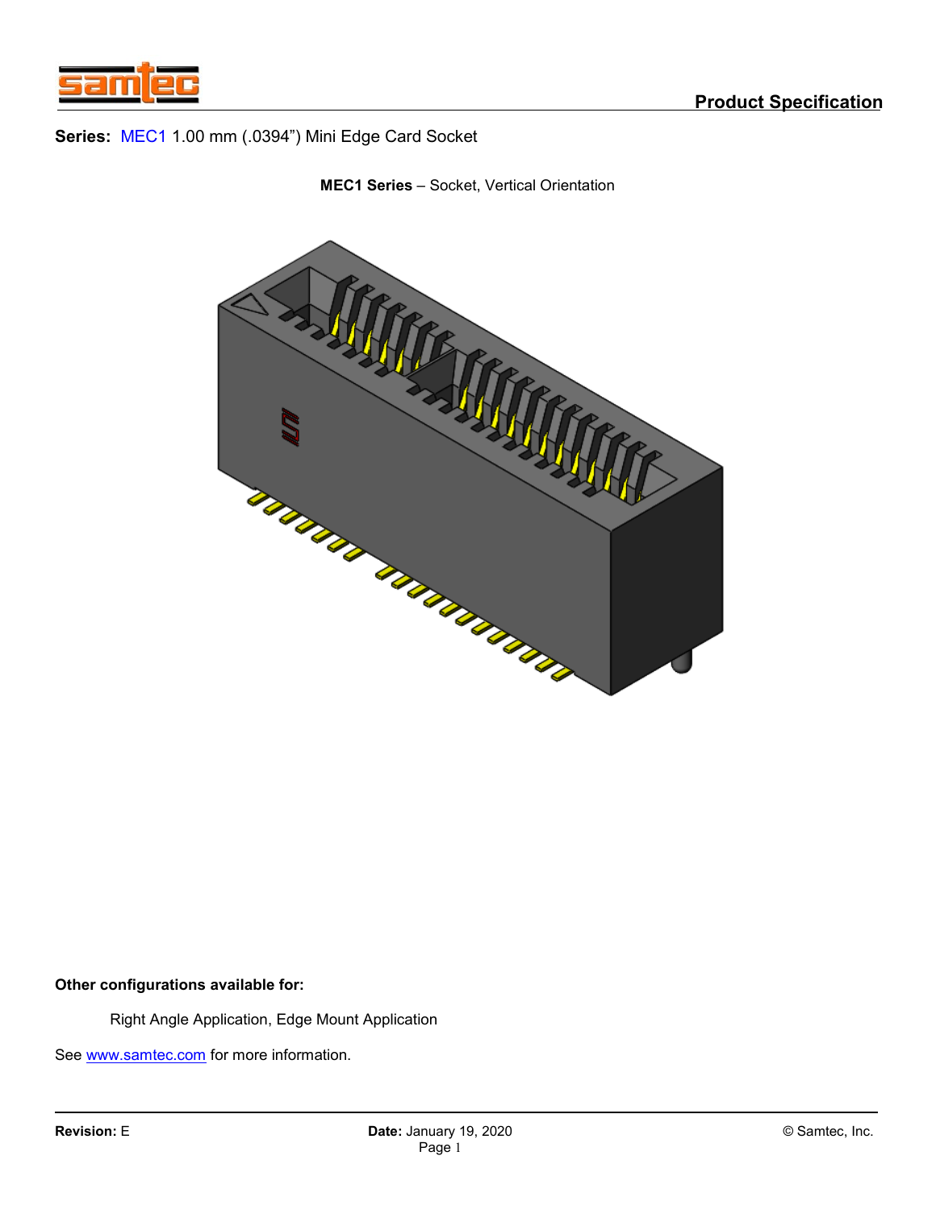**Product Specification**

**Series:** MEC1 1.00 mm (.0394”) Mini Edge Card Socket

**MEC1 Series** – Socket, Vertical Orientation

**Other configurations available for:**

Right Angle Application, Edge Mount Application

See www.samtec.com for more information.

**Revision:** E **Date:** January 19, 2020 © Samtec, Inc.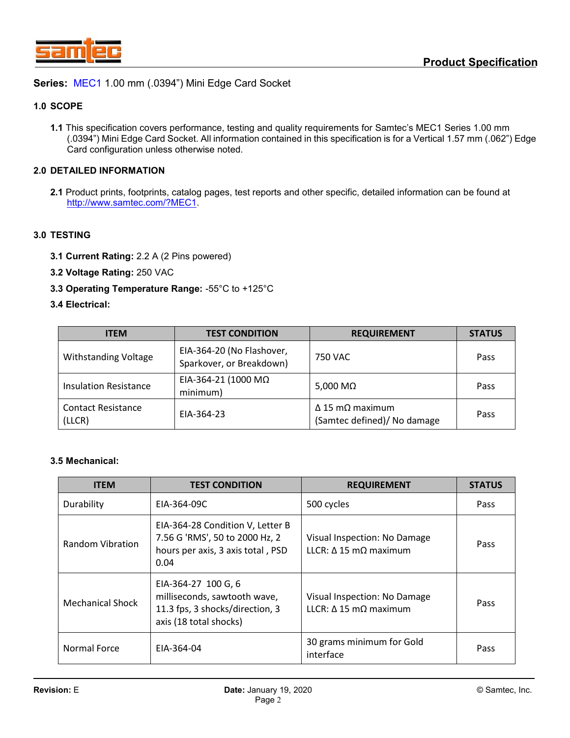**Series:** MEC1 1.00 mm (.0394") Mini Edge Card Socket

## 1.0 SCOPE

**1.1** This specification covers performance, testing and quality requirements for Samtec's MEC1 Series 1.00 mm (.0394") Mini Edge Card Socket. All information contained in this specification is for a Vertical 1.57 mm (.062") Edge Card configuration unless otherwise noted.

## 2.0 DETAILED INFORMATION

**2.1** Product prints, footprints, catalog pages, test reports and other specific, detailed information can be found at http://www.samtec.com/?MEC1.

## 3.0 TESTING

**3.1 Current Rating:** 2.2 A (2 Pins powered)

**3.2 Voltage Rating:** 250 VAC

**3.3 Operating Temperature Range:** -55°C to +125°C

**3.4 Electrical:**

| ITEM | TEST CONDITION | REQUIREMENT | STATUS |
|---|---|---|---|
| Withstanding Voltage | EIA-364-20 (No Flashover, Sparkover, or Breakdown) | 750 VAC | Pass |
| Insulation Resistance | EIA-364-21 (1000 MΩ minimum) | 5,000 MΩ | Pass |
| Contact Resistance (LLCR) | EIA-364-23 | Δ 15 mΩ maximum (Samtec defined)/ No damage | Pass |

**3.5 Mechanical:**

| ITEM | TEST CONDITION | REQUIREMENT | STATUS |
|---|---|---|---|
| Durability | EIA-364-09C | 500 cycles | Pass |
| Random Vibration | EIA-364-28 Condition V, Letter B 7.56 G 'RMS', 50 to 2000 Hz, 2 hours per axis, 3 axis total , PSD 0.04 | Visual Inspection: No Damage<br>LLCR: Δ 15 mΩ maximum | Pass |
| Mechanical Shock | EIA-364-27 100 G, 6 milliseconds, sawtooth wave, 11.3 fps, 3 shocks/direction, 3 axis (18 total shocks) | Visual Inspection: No Damage<br>LLCR: Δ 15 mΩ maximum | Pass |
| Normal Force | EIA-364-04 | 30 grams minimum for Gold interface | Pass |

**Revision:** E **Date:** January 19, 2020 © Samtec, Inc.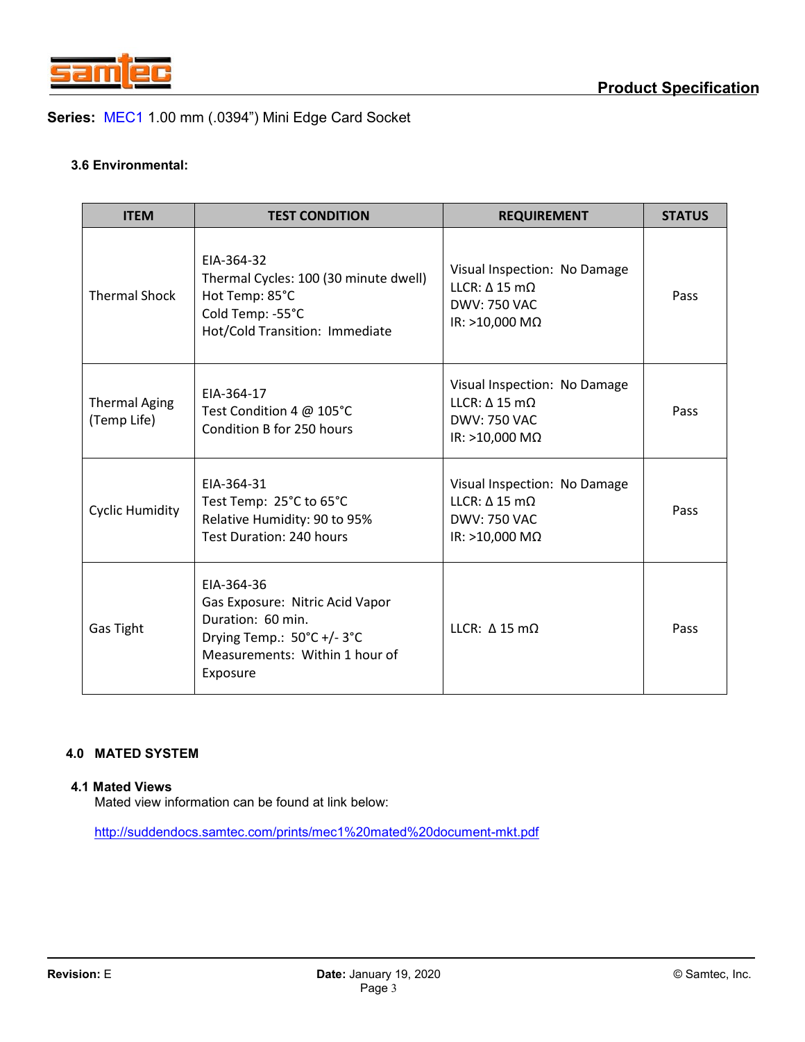**Series:** MEC1 1.00 mm (.0394") Mini Edge Card Socket

### 3.6 Environmental:

| ITEM | TEST CONDITION | REQUIREMENT | STATUS |
|---|---|---|---|
| Thermal Shock | EIA-364-32<br>Thermal Cycles: 100 (30 minute dwell)<br>Hot Temp: 85°C<br>Cold Temp: -55°C<br>Hot/Cold Transition: Immediate | Visual Inspection: No Damage<br>LLCR: Δ 15 mΩ<br>DWV: 750 VAC<br>IR: >10,000 MΩ | Pass |
| Thermal Aging (Temp Life) | EIA-364-17<br>Test Condition 4 @ 105°C<br>Condition B for 250 hours | Visual Inspection: No Damage<br>LLCR: Δ 15 mΩ<br>DWV: 750 VAC<br>IR: >10,000 MΩ | Pass |
| Cyclic Humidity | EIA-364-31<br>Test Temp: 25°C to 65°C<br>Relative Humidity: 90 to 95%<br>Test Duration: 240 hours | Visual Inspection: No Damage<br>LLCR: Δ 15 mΩ<br>DWV: 750 VAC<br>IR: >10,000 MΩ | Pass |
| Gas Tight | EIA-364-36<br>Gas Exposure: Nitric Acid Vapor<br>Duration: 60 min.<br>Drying Temp.: 50°C +/- 3°C<br>Measurements: Within 1 hour of Exposure | LLCR: Δ 15 mΩ | Pass |

## 4.0 MATED SYSTEM

### 4.1 Mated Views

Mated view information can be found at link below:

http://suddendocs.samtec.com/prints/mec1%20mated%20document-mkt.pdf

**Revision:** E **Date:** January 19, 2020 © Samtec, Inc.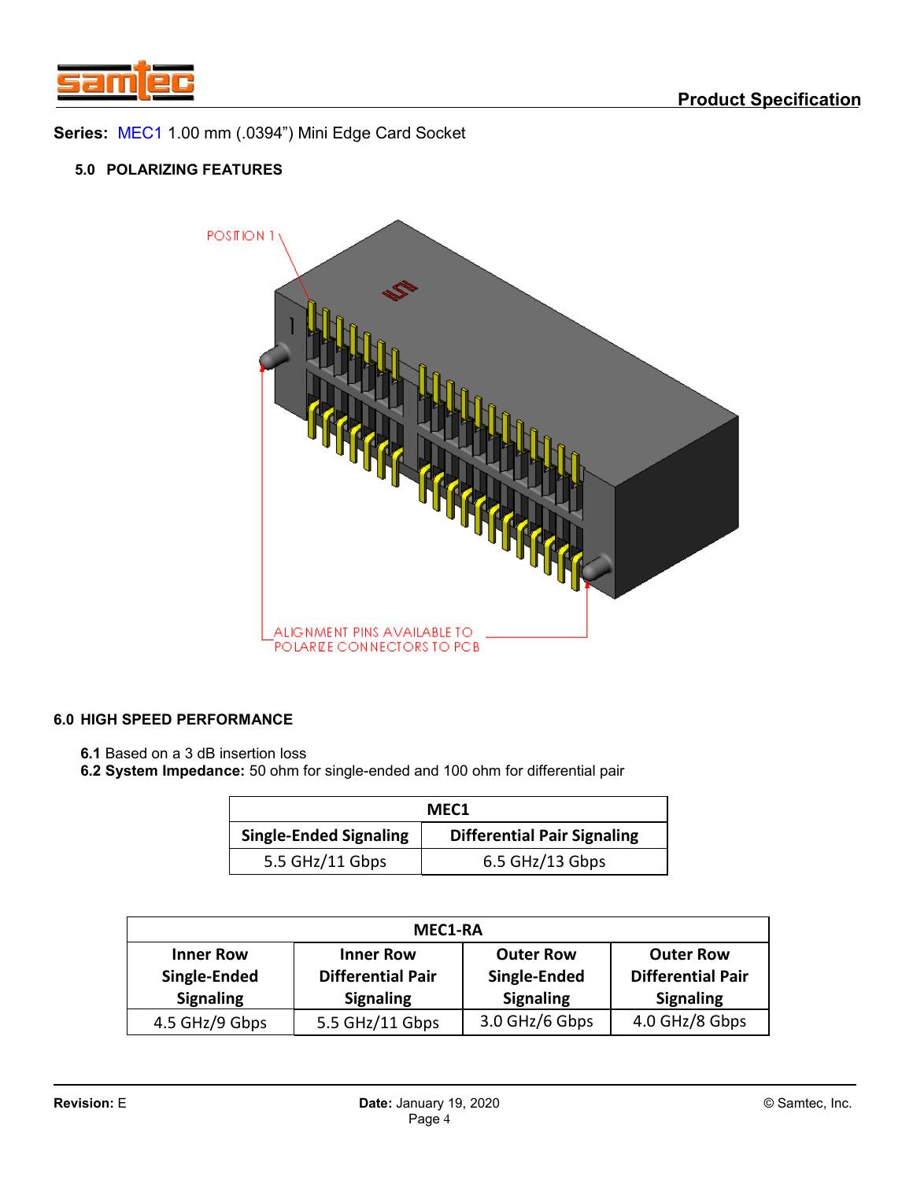**Series:** MEC1 1.00 mm (.0394") Mini Edge Card Socket

## 5.0 POLARIZING FEATURES

POSITION 1

ALIGNMENT PINS AVAILABLE TO POLARIZE CONNECTORS TO PCB

## 6.0 HIGH SPEED PERFORMANCE

**6.1** Based on a 3 dB insertion loss
**6.2 System Impedance:** 50 ohm for single-ended and 100 ohm for differential pair

| MEC1 | |
|---|---|
| **Single-Ended Signaling** | **Differential Pair Signaling** |
| 5.5 GHz/11 Gbps | 6.5 GHz/13 Gbps |

| MEC1-RA | | | |
|---|---|---|---|
| **Inner Row Single-Ended Signaling** | **Inner Row Differential Pair Signaling** | **Outer Row Single-Ended Signaling** | **Outer Row Differential Pair Signaling** |
| 4.5 GHz/9 Gbps | 5.5 GHz/11 Gbps | 3.0 GHz/6 Gbps | 4.0 GHz/8 Gbps |

**Revision:** E **Date:** January 19, 2020 © Samtec, Inc.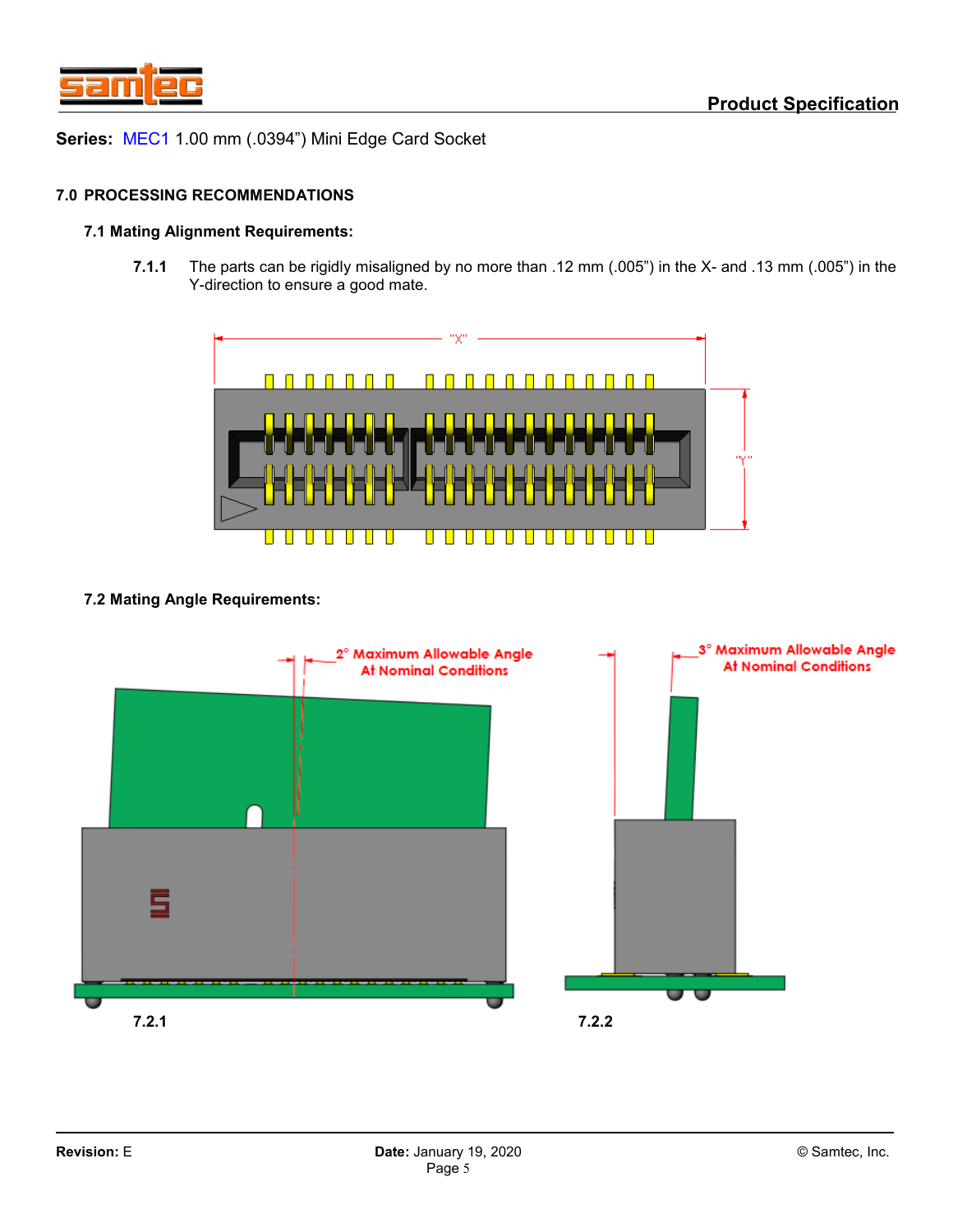**Series:** MEC1 1.00 mm (.0394") Mini Edge Card Socket

## 7.0 PROCESSING RECOMMENDATIONS

### 7.1 Mating Alignment Requirements:

**7.1.1** The parts can be rigidly misaligned by no more than .12 mm (.005") in the X- and .13 mm (.005") in the Y-direction to ensure a good mate.

### 7.2 Mating Angle Requirements:

2° Maximum Allowable Angle At Nominal Conditions

3° Maximum Allowable Angle At Nominal Conditions

**7.2.1**

**7.2.2**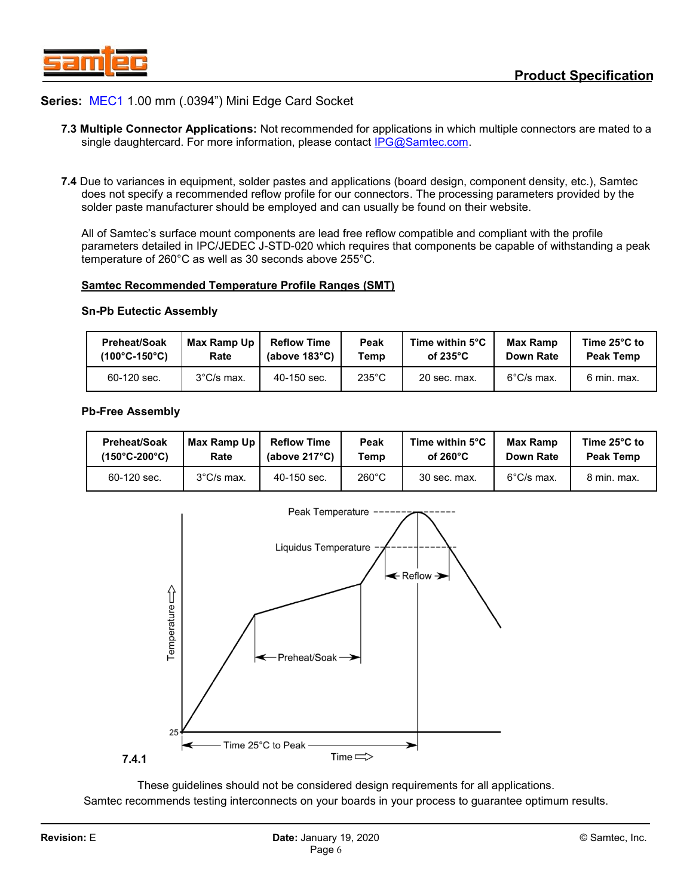**Series:** MEC1 1.00 mm (.0394") Mini Edge Card Socket

**7.3 Multiple Connector Applications:** Not recommended for applications in which multiple connectors are mated to a single daughtercard. For more information, please contact IPG@Samtec.com.

**7.4** Due to variances in equipment, solder pastes and applications (board design, component density, etc.), Samtec does not specify a recommended reflow profile for our connectors. The processing parameters provided by the solder paste manufacturer should be employed and can usually be found on their website.

All of Samtec's surface mount components are lead free reflow compatible and compliant with the profile parameters detailed in IPC/JEDEC J-STD-020 which requires that components be capable of withstanding a peak temperature of 260°C as well as 30 seconds above 255°C.

**Samtec Recommended Temperature Profile Ranges (SMT)**

**Sn-Pb Eutectic Assembly**

| Preheat/Soak (100°C-150°C) | Max Ramp Up Rate | Reflow Time (above 183°C) | Peak Temp | Time within 5°C of 235°C | Max Ramp Down Rate | Time 25°C to Peak Temp |
|---|---|---|---|---|---|---|
| 60-120 sec. | 3°C/s max. | 40-150 sec. | 235°C | 20 sec. max. | 6°C/s max. | 6 min. max. |

**Pb-Free Assembly**

| Preheat/Soak (150°C-200°C) | Max Ramp Up Rate | Reflow Time (above 217°C) | Peak Temp | Time within 5°C of 260°C | Max Ramp Down Rate | Time 25°C to Peak Temp |
|---|---|---|---|---|---|---|
| 60-120 sec. | 3°C/s max. | 40-150 sec. | 260°C | 30 sec. max. | 6°C/s max. | 8 min. max. |

**7.4.1**

Peak Temperature

Liquidus Temperature

Reflow

Preheat/Soak

Temperature

25

Time 25°C to Peak

Time

These guidelines should not be considered design requirements for all applications.
Samtec recommends testing interconnects on your boards in your process to guarantee optimum results.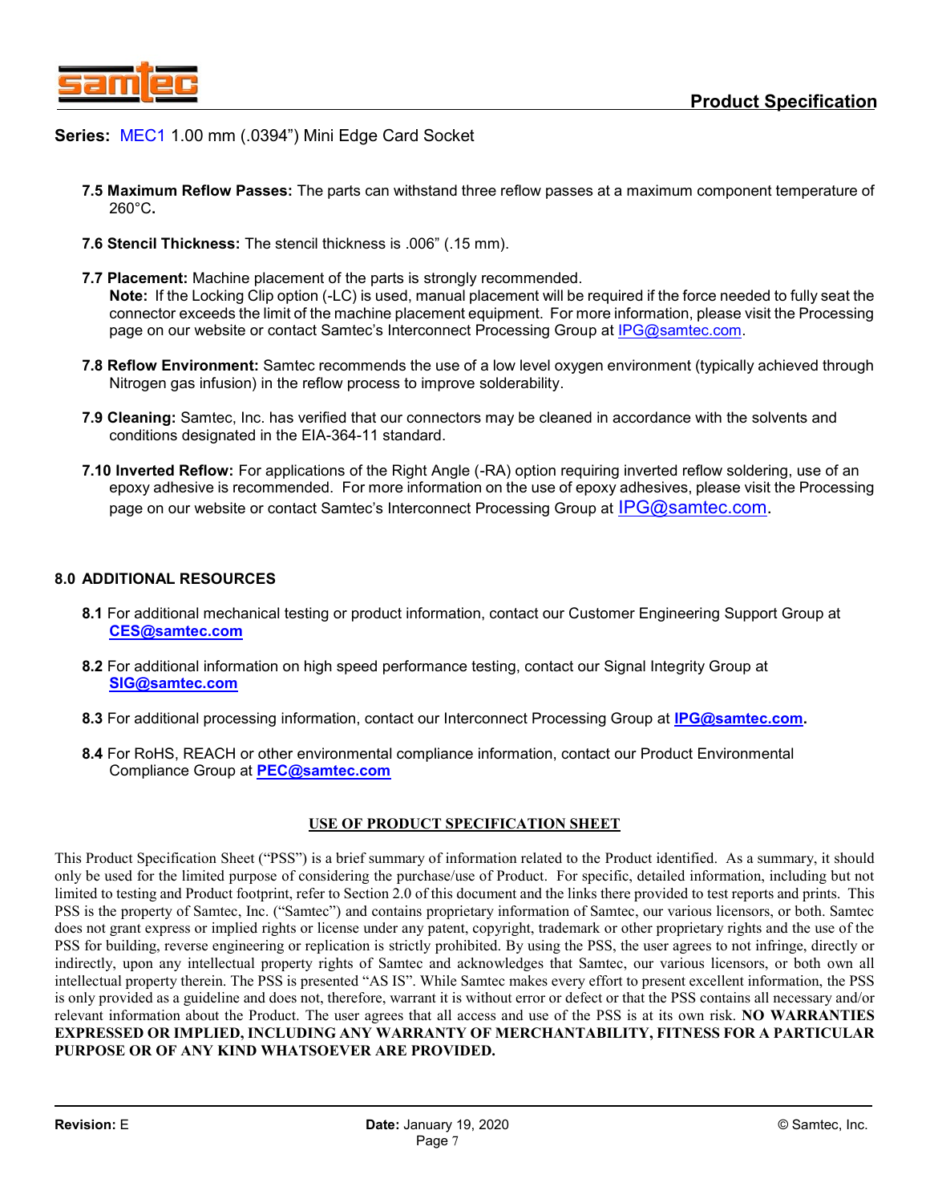**7.5 Maximum Reflow Passes:** The parts can withstand three reflow passes at a maximum component temperature of 260°C**.**

**7.6 Stencil Thickness:** The stencil thickness is .006" (.15 mm).

**7.7 Placement:** Machine placement of the parts is strongly recommended.
**Note:** If the Locking Clip option (-LC) is used, manual placement will be required if the force needed to fully seat the connector exceeds the limit of the machine placement equipment. For more information, please visit the Processing page on our website or contact Samtec's Interconnect Processing Group at IPG@samtec.com.

**7.8 Reflow Environment:** Samtec recommends the use of a low level oxygen environment (typically achieved through Nitrogen gas infusion) in the reflow process to improve solderability.

**7.9 Cleaning:** Samtec, Inc. has verified that our connectors may be cleaned in accordance with the solvents and conditions designated in the EIA-364-11 standard.

**7.10 Inverted Reflow:** For applications of the Right Angle (-RA) option requiring inverted reflow soldering, use of an epoxy adhesive is recommended. For more information on the use of epoxy adhesives, please visit the Processing page on our website or contact Samtec's Interconnect Processing Group at IPG@samtec.com.

## 8.0 ADDITIONAL RESOURCES

**8.1** For additional mechanical testing or product information, contact our Customer Engineering Support Group at **CES@samtec.com**

**8.2** For additional information on high speed performance testing, contact our Signal Integrity Group at **SIG@samtec.com**

**8.3** For additional processing information, contact our Interconnect Processing Group at **IPG@samtec.com.**

**8.4** For RoHS, REACH or other environmental compliance information, contact our Product Environmental Compliance Group at **PEC@samtec.com**

**USE OF PRODUCT SPECIFICATION SHEET**

This Product Specification Sheet ("PSS") is a brief summary of information related to the Product identified. As a summary, it should only be used for the limited purpose of considering the purchase/use of Product. For specific, detailed information, including but not limited to testing and Product footprint, refer to Section 2.0 of this document and the links there provided to test reports and prints. This PSS is the property of Samtec, Inc. ("Samtec") and contains proprietary information of Samtec, our various licensors, or both. Samtec does not grant express or implied rights or license under any patent, copyright, trademark or other proprietary rights and the use of the PSS for building, reverse engineering or replication is strictly prohibited. By using the PSS, the user agrees to not infringe, directly or indirectly, upon any intellectual property rights of Samtec and acknowledges that Samtec, our various licensors, or both own all intellectual property therein. The PSS is presented "AS IS". While Samtec makes every effort to present excellent information, the PSS is only provided as a guideline and does not, therefore, warrant it is without error or defect or that the PSS contains all necessary and/or relevant information about the Product. The user agrees that all access and use of the PSS is at its own risk. **NO WARRANTIES EXPRESSED OR IMPLIED, INCLUDING ANY WARRANTY OF MERCHANTABILITY, FITNESS FOR A PARTICULAR PURPOSE OR OF ANY KIND WHATSOEVER ARE PROVIDED.**